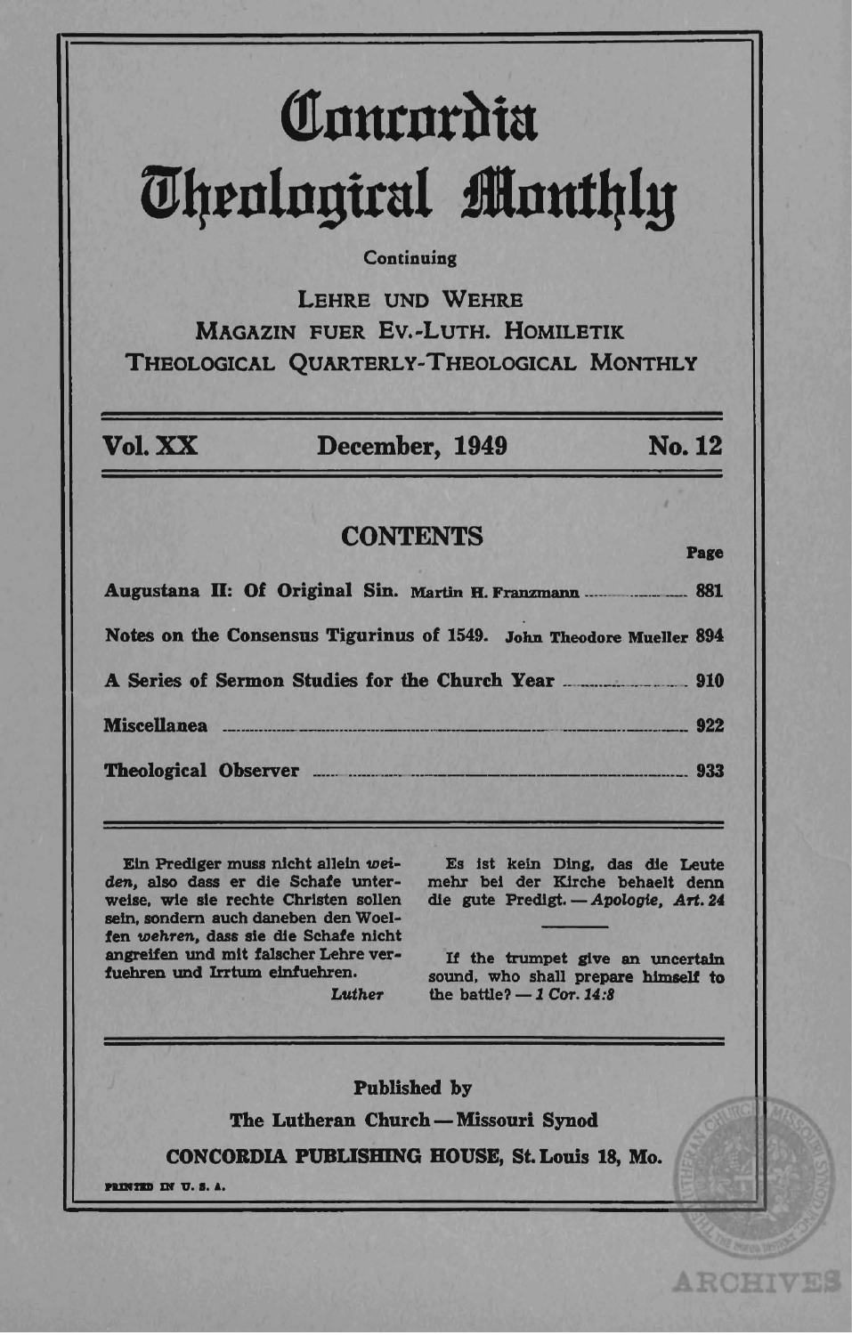# Concordia Theological Monthly

Continuing

LEHRE UND WEHRE
MAGAZIN FUER EV.-LUTH. HOMILETIK
THEOLOGICAL QUARTERLY-THEOLOGICAL MONTHLY

**Vol. XX** | **December, 1949** | **No. 12**

## CONTENTS

| | Page |
|---|---|
| **Augustana II: Of Original Sin.** Martin H. Franzmann | 881 |
| **Notes on the Consensus Tigurinus of 1549.** John Theodore Mueller | 894 |
| **A Series of Sermon Studies for the Church Year** | 910 |
| **Miscellanea** | 922 |
| **Theological Observer** | 933 |

Ein Prediger muss nicht allein *weiden*, also dass er die Schafe unterweise, wie sie rechte Christen sollen sein, sondern auch daneben den Woelfen *wehren*, dass sie die Schafe nicht angreifen und mit falscher Lehre verfuehren und Irrtum einfuehren.
*Luther*

Es ist kein Ding, das die Leute mehr bei der Kirche behaelt denn die gute Predigt. — *Apologie, Art. 24*

If the trumpet give an uncertain sound, who shall prepare himself to the battle? — *1 Cor. 14:8*

Published by
The Lutheran Church — Missouri Synod
CONCORDIA PUBLISHING HOUSE, St. Louis 18, Mo.

PRINTED IN U. S. A.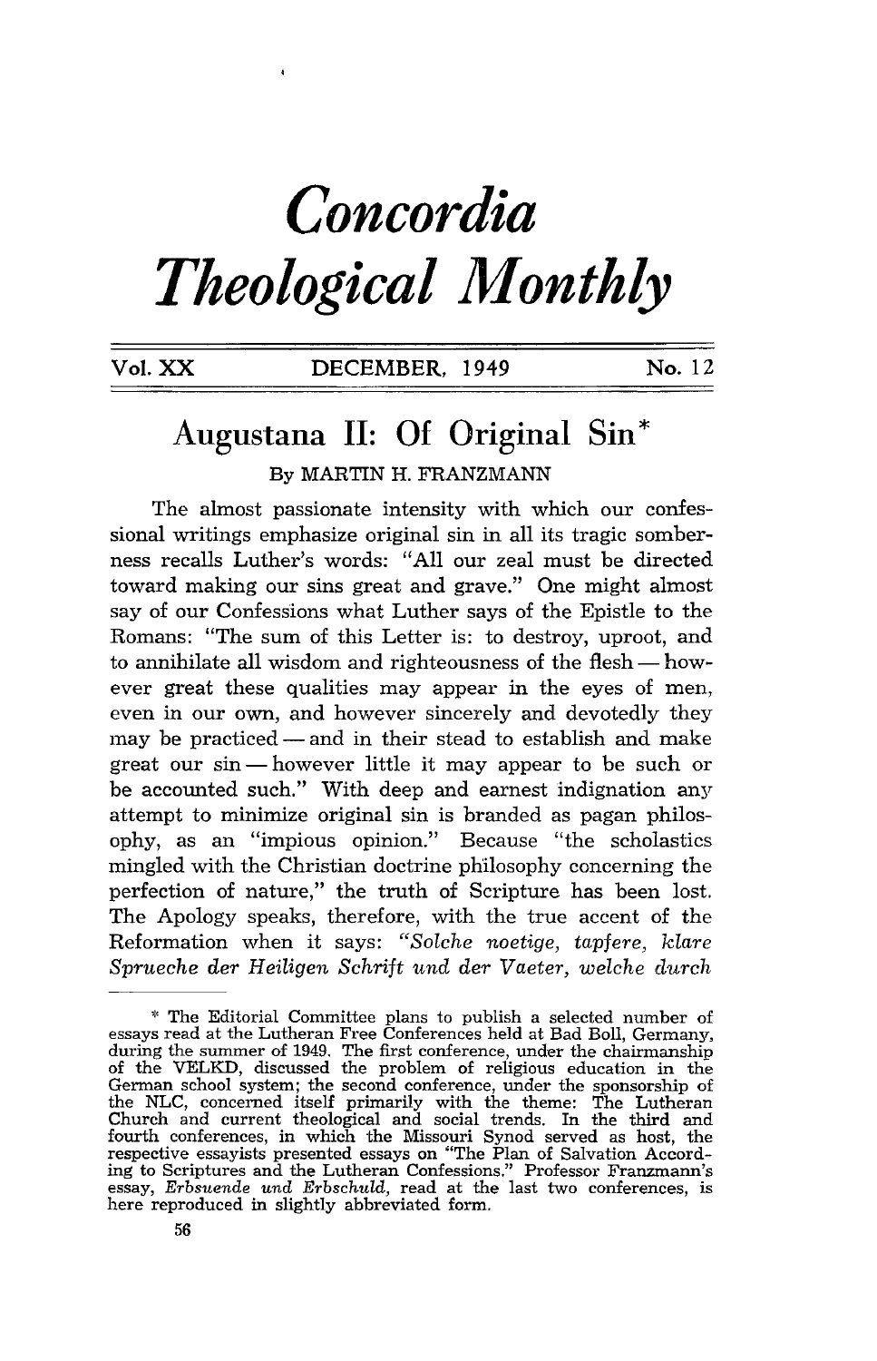# Concordia Theological Monthly

Vol. XX — DECEMBER, 1949 — No. 12

## Augustana II: Of Original Sin*

By MARTIN H. FRANZMANN

The almost passionate intensity with which our confessional writings emphasize original sin in all its tragic somberness recalls Luther's words: "All our zeal must be directed toward making our sins great and grave." One might almost say of our Confessions what Luther says of the Epistle to the Romans: "The sum of this Letter is: to destroy, uproot, and to annihilate all wisdom and righteousness of the flesh — however great these qualities may appear in the eyes of men, even in our own, and however sincerely and devotedly they may be practiced — and in their stead to establish and make great our sin — however little it may appear to be such or be accounted such." With deep and earnest indignation any attempt to minimize original sin is branded as pagan philosophy, as an "impious opinion." Because "the scholastics mingled with the Christian doctrine philosophy concerning the perfection of nature," the truth of Scripture has been lost. The Apology speaks, therefore, with the true accent of the Reformation when it says: "*Solche noetige, tapfere, klare Sprueche der Heiligen Schrift und der Vaeter, welche durch*

---

\* The Editorial Committee plans to publish a selected number of essays read at the Lutheran Free Conferences held at Bad Boll, Germany, during the summer of 1949. The first conference, under the chairmanship of the VELKD, discussed the problem of religious education in the German school system; the second conference, under the sponsorship of the NLC, concerned itself primarily with the theme: The Lutheran Church and current theological and social trends. In the third and fourth conferences, in which the Missouri Synod served as host, the respective essayists presented essays on "The Plan of Salvation According to Scriptures and the Lutheran Confessions." Professor Franzmann's essay, *Erbsuende und Erbschuld*, read at the last two conferences, is here reproduced in slightly abbreviated form.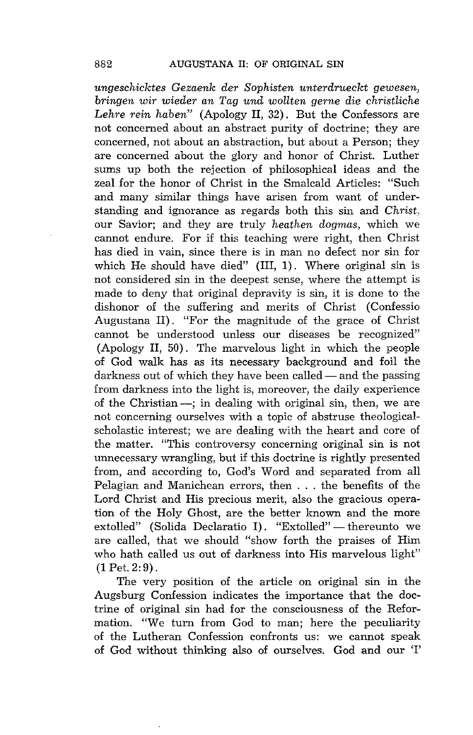*ungeschicktes Gezaenk der Sophisten unterdrueckt gewesen, bringen wir wieder an Tag und wollten gerne die christliche Lehre rein haben*" (Apology II, 32). But the Confessors are not concerned about an abstract purity of doctrine; they are concerned, not about an abstraction, but about a Person; they are concerned about the glory and honor of Christ. Luther sums up both the rejection of philosophical ideas and the zeal for the honor of Christ in the Smalcald Articles: "Such and many similar things have arisen from want of understanding and ignorance as regards both this sin and *Christ*, our Savior; and they are truly *heathen dogmas*, which we cannot endure. For if this teaching were right, then Christ has died in vain, since there is in man no defect nor sin for which He should have died" (III, 1). Where original sin is not considered sin in the deepest sense, where the attempt is made to deny that original depravity is sin, it is done to the dishonor of the suffering and merits of Christ (Confessio Augustana II). "For the magnitude of the grace of Christ cannot be understood unless our diseases be recognized" (Apology II, 50). The marvelous light in which the people of God walk has as its necessary background and foil the darkness out of which they have been called — and the passing from darkness into the light is, moreover, the daily experience of the Christian —; in dealing with original sin, then, we are not concerning ourselves with a topic of abstruse theological-scholastic interest; we are dealing with the heart and core of the matter. "This controversy concerning original sin is not unnecessary wrangling, but if this doctrine is rightly presented from, and according to, God's Word and separated from all Pelagian and Manichean errors, then . . . the benefits of the Lord Christ and His precious merit, also the gracious operation of the Holy Ghost, are the better known and the more extolled" (Solida Declaratio I). "Extolled" — thereunto we are called, that we should "show forth the praises of Him who hath called us out of darkness into His marvelous light" (1 Pet. 2:9).

The very position of the article on original sin in the Augsburg Confession indicates the importance that the doctrine of original sin had for the consciousness of the Reformation. "We turn from God to man; here the peculiarity of the Lutheran Confession confronts us: we cannot speak of God without thinking also of ourselves. God and our 'I'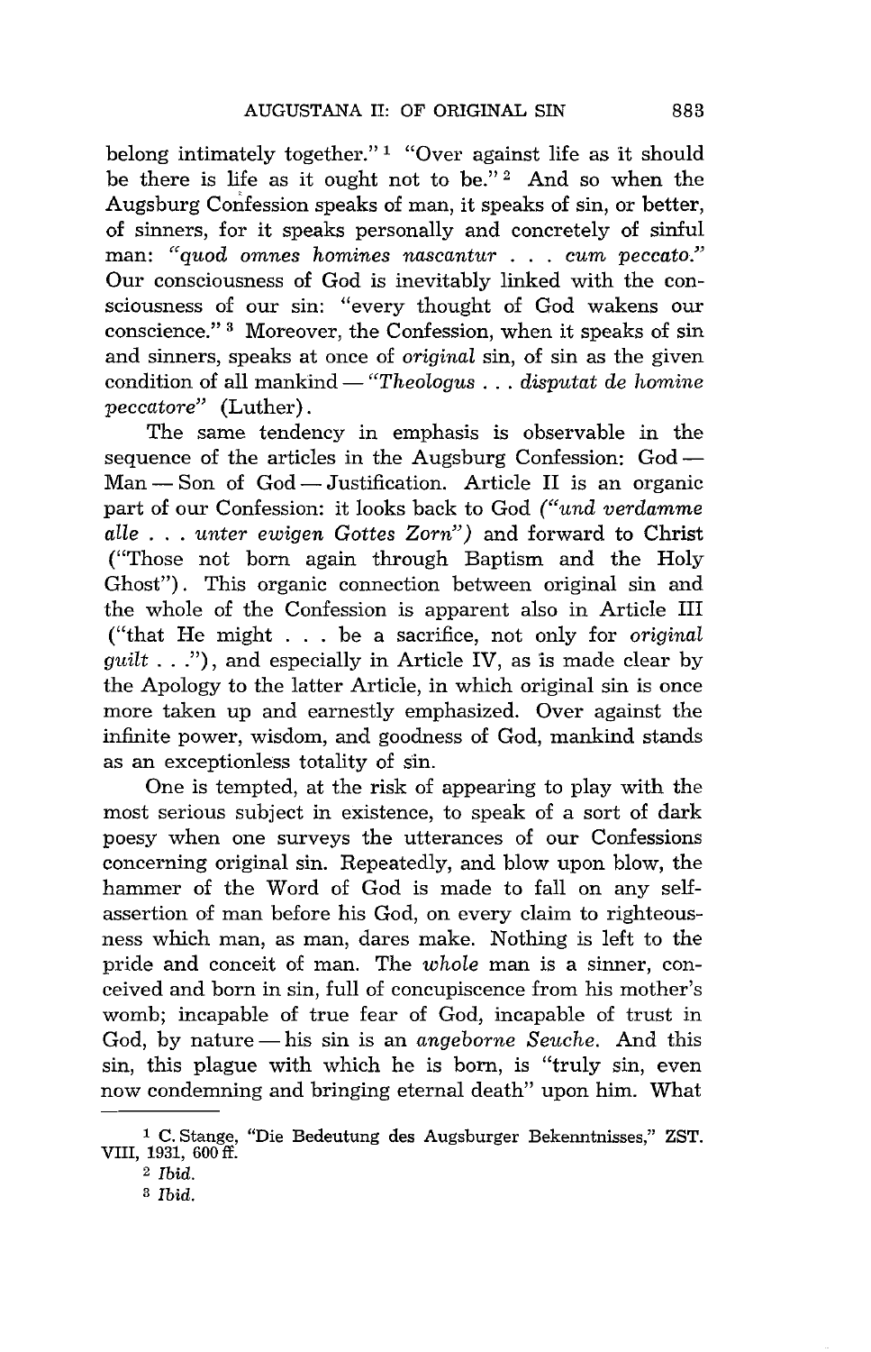belong intimately together."[1] "Over against life as it should be there is life as it ought not to be."[2] And so when the Augsburg Confession speaks of man, it speaks of sin, or better, of sinners, for it speaks personally and concretely of sinful man: *"quod omnes homines nascantur . . . cum peccato."* Our consciousness of God is inevitably linked with the consciousness of our sin: "every thought of God wakens our conscience."[3] Moreover, the Confession, when it speaks of sin and sinners, speaks at once of *original* sin, of sin as the given condition of all mankind — *"Theologus . . . disputat de homine peccatore"* (Luther).

The same tendency in emphasis is observable in the sequence of the articles in the Augsburg Confession: God — Man — Son of God — Justification. Article II is an organic part of our Confession: it looks back to God (*"und verdamme alle . . . unter ewigen Gottes Zorn"*) and forward to Christ ("Those not born again through Baptism and the Holy Ghost"). This organic connection between original sin and the whole of the Confession is apparent also in Article III ("that He might . . . be a sacrifice, not only for *original guilt* . . ."), and especially in Article IV, as is made clear by the Apology to the latter Article, in which original sin is once more taken up and earnestly emphasized. Over against the infinite power, wisdom, and goodness of God, mankind stands as an exceptionless totality of sin.

One is tempted, at the risk of appearing to play with the most serious subject in existence, to speak of a sort of dark poesy when one surveys the utterances of our Confessions concerning original sin. Repeatedly, and blow upon blow, the hammer of the Word of God is made to fall on any self-assertion of man before his God, on every claim to righteousness which man, as man, dares make. Nothing is left to the pride and conceit of man. The *whole* man is a sinner, conceived and born in sin, full of concupiscence from his mother's womb; incapable of true fear of God, incapable of trust in God, by nature — his sin is an *angeborne Seuche*. And this sin, this plague with which he is born, is "truly sin, even now condemning and bringing eternal death" upon him. What

---

[1] C. Stange, "Die Bedeutung des Augsburger Bekenntnisses," ZST. VIII, 1931, 600 ff.

[2] *Ibid.*

[3] *Ibid.*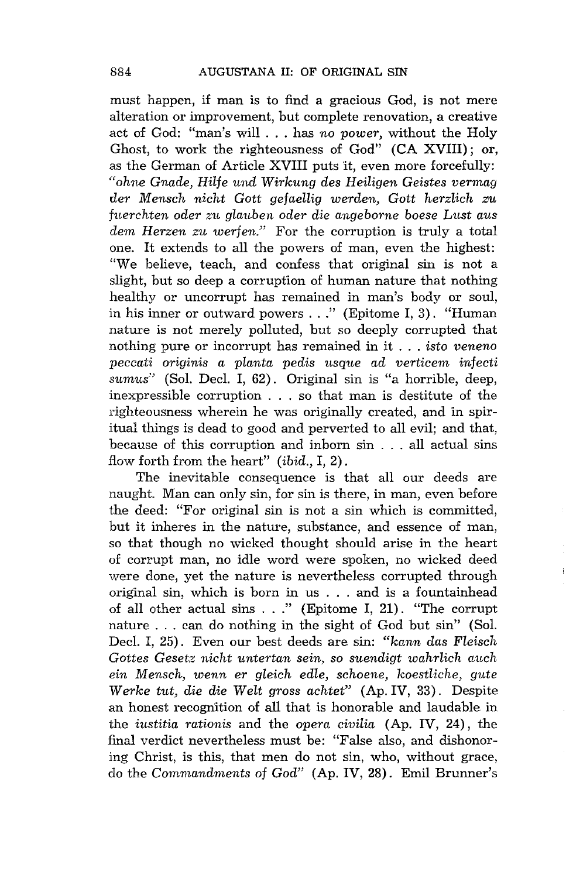must happen, if man is to find a gracious God, is not mere alteration or improvement, but complete renovation, a creative act of God: "man's will . . . has *no power*, without the Holy Ghost, to work the righteousness of God" (CA XVIII); or, as the German of Article XVIII puts it, even more forcefully: *"ohne Gnade, Hilfe und Wirkung des Heiligen Geistes vermag der Mensch nicht Gott gefaellig werden, Gott herzlich zu fuerchten oder zu glauben oder die angeborne boese Lust aus dem Herzen zu werfen."* For the corruption is truly a total one. It extends to all the powers of man, even the highest: "We believe, teach, and confess that original sin is not a slight, but so deep a corruption of human nature that nothing healthy or uncorrupt has remained in man's body or soul, in his inner or outward powers . . ." (Epitome I, 3). "Human nature is not merely polluted, but so deeply corrupted that nothing pure or incorrupt has remained in it . . . *isto veneno peccati originis a planta pedis usque ad verticem infecti sumus*" (Sol. Decl. I, 62). Original sin is "a horrible, deep, inexpressible corruption . . . so that man is destitute of the righteousness wherein he was originally created, and in spiritual things is dead to good and perverted to all evil; and that, because of this corruption and inborn sin . . . all actual sins flow forth from the heart" (*ibid.*, I, 2).

The inevitable consequence is that all our deeds are naught. Man can only sin, for sin is there, in man, even before the deed: "For original sin is not a sin which is committed, but it inheres in the nature, substance, and essence of man, so that though no wicked thought should arise in the heart of corrupt man, no idle word were spoken, no wicked deed were done, yet the nature is nevertheless corrupted through original sin, which is born in us . . . and is a fountainhead of all other actual sins . . ." (Epitome I, 21). "The corrupt nature . . . can do nothing in the sight of God but sin" (Sol. Decl. I, 25). Even our best deeds are sin: *"kann das Fleisch Gottes Gesetz nicht untertan sein, so suendigt wahrlich auch ein Mensch, wenn er gleich edle, schoene, koestliche, gute Werke tut, die die Welt gross achtet"* (Ap. IV, 33). Despite an honest recognition of all that is honorable and laudable in the *iustitia rationis* and the *opera civilia* (Ap. IV, 24), the final verdict nevertheless must be: "False also, and dishonoring Christ, is this, that men do not sin, who, without grace, do the *Commandments of God*" (Ap. IV, 28). Emil Brunner's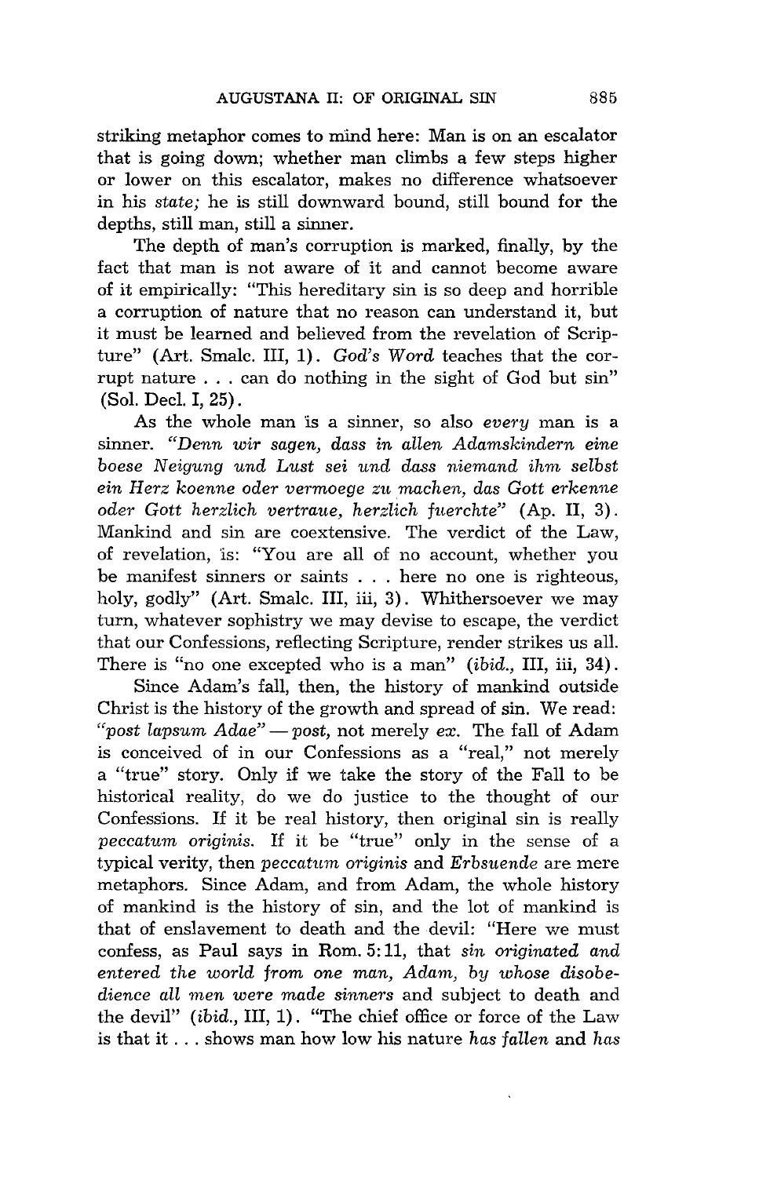striking metaphor comes to mind here: Man is on an escalator that is going down; whether man climbs a few steps higher or lower on this escalator, makes no difference whatsoever in his *state;* he is still downward bound, still bound for the depths, still man, still a sinner.

The depth of man's corruption is marked, finally, by the fact that man is not aware of it and cannot become aware of it empirically: "This hereditary sin is so deep and horrible a corruption of nature that no reason can understand it, but it must be learned and believed from the revelation of Scripture" (Art. Smalc. III, 1). *God's Word* teaches that the corrupt nature . . . can do nothing in the sight of God but sin" (Sol. Decl. I, 25).

As the whole man is a sinner, so also *every* man is a sinner. *"Denn wir sagen, dass in allen Adamskindern eine boese Neigung und Lust sei und dass niemand ihm selbst ein Herz koenne oder vermoege zu machen, das Gott erkenne oder Gott herzlich vertraue, herzlich fuerchte"* (Ap. II, 3). Mankind and sin are coextensive. The verdict of the Law, of revelation, is: "You are all of no account, whether you be manifest sinners or saints . . . here no one is righteous, holy, godly" (Art. Smalc. III, iii, 3). Whithersoever we may turn, whatever sophistry we may devise to escape, the verdict that our Confessions, reflecting Scripture, render strikes us all. There is "no one excepted who is a man" (*ibid.*, III, iii, 34).

Since Adam's fall, then, the history of mankind outside Christ is the history of the growth and spread of sin. We read: *"post lapsum Adae"* — *post,* not merely *ex.* The fall of Adam is conceived of in our Confessions as a "real," not merely a "true" story. Only if we take the story of the Fall to be historical reality, do we do justice to the thought of our Confessions. If it be real history, then original sin is really *peccatum originis.* If it be "true" only in the sense of a typical verity, then *peccatum originis* and *Erbsuende* are mere metaphors. Since Adam, and from Adam, the whole history of mankind is the history of sin, and the lot of mankind is that of enslavement to death and the devil: "Here we must confess, as Paul says in Rom. 5:11, that *sin originated and entered the world from one man, Adam, by whose disobedience all men were made sinners* and subject to death and the devil" (*ibid.*, III, 1). "The chief office or force of the Law is that it . . . shows man how low his nature *has fallen* and *has*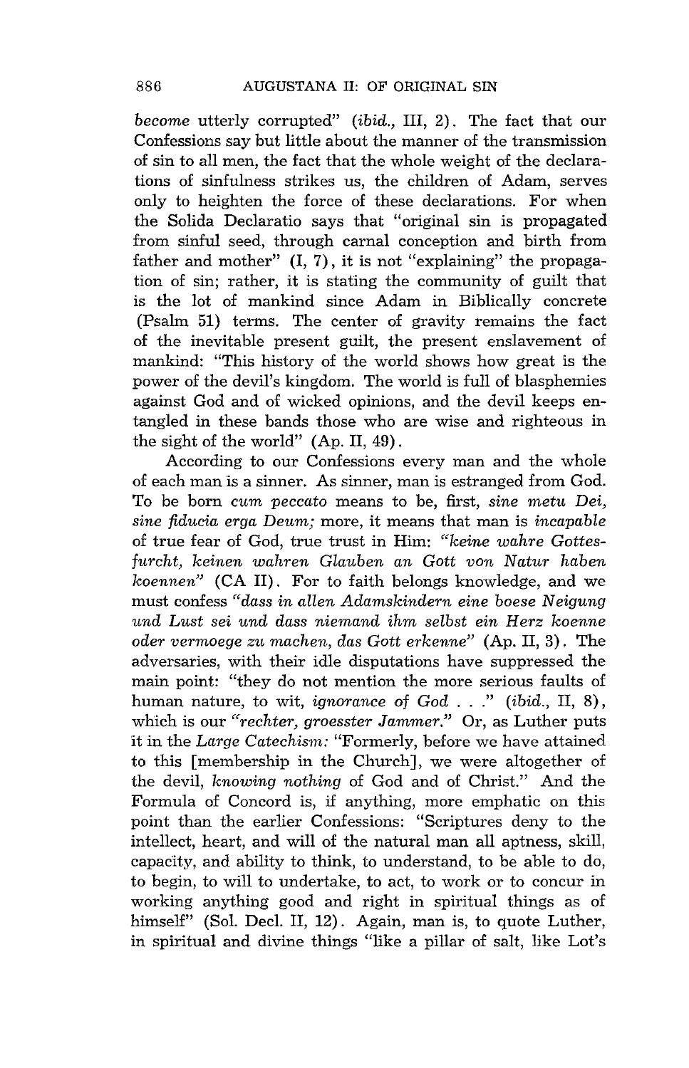*become* utterly corrupted" (*ibid.*, III, 2). The fact that our Confessions say but little about the manner of the transmission of sin to all men, the fact that the whole weight of the declarations of sinfulness strikes us, the children of Adam, serves only to heighten the force of these declarations. For when the Solida Declaratio says that "original sin is propagated from sinful seed, through carnal conception and birth from father and mother" (I, 7), it is not "explaining" the propagation of sin; rather, it is stating the community of guilt that is the lot of mankind since Adam in Biblically concrete (Psalm 51) terms. The center of gravity remains the fact of the inevitable present guilt, the present enslavement of mankind: "This history of the world shows how great is the power of the devil's kingdom. The world is full of blasphemies against God and of wicked opinions, and the devil keeps entangled in these bands those who are wise and righteous in the sight of the world" (Ap. II, 49).

According to our Confessions every man and the whole of each man is a sinner. As sinner, man is estranged from God. To be born *cum peccato* means to be, first, *sine metu Dei, sine fiducia erga Deum;* more, it means that man is *incapable* of true fear of God, true trust in Him: *"keine wahre Gottesfurcht, keinen wahren Glauben an Gott von Natur haben koennen"* (CA II). For to faith belongs knowledge, and we must confess *"dass in allen Adamskindern eine boese Neigung und Lust sei und dass niemand ihm selbst ein Herz koenne oder vermoege zu machen, das Gott erkenne"* (Ap. II, 3). The adversaries, with their idle disputations have suppressed the main point: "they do not mention the more serious faults of human nature, to wit, *ignorance of God* . . ." (*ibid.*, II, 8), which is our *"rechter, groesster Jammer."* Or, as Luther puts it in the *Large Catechism:* "Formerly, before we have attained to this [membership in the Church], we were altogether of the devil, *knowing nothing* of God and of Christ." And the Formula of Concord is, if anything, more emphatic on this point than the earlier Confessions: "Scriptures deny to the intellect, heart, and will of the natural man all aptness, skill, capacity, and ability to think, to understand, to be able to do, to begin, to will to undertake, to act, to work or to concur in working anything good and right in spiritual things as of himself" (Sol. Decl. II, 12). Again, man is, to quote Luther, in spiritual and divine things "like a pillar of salt, like Lot's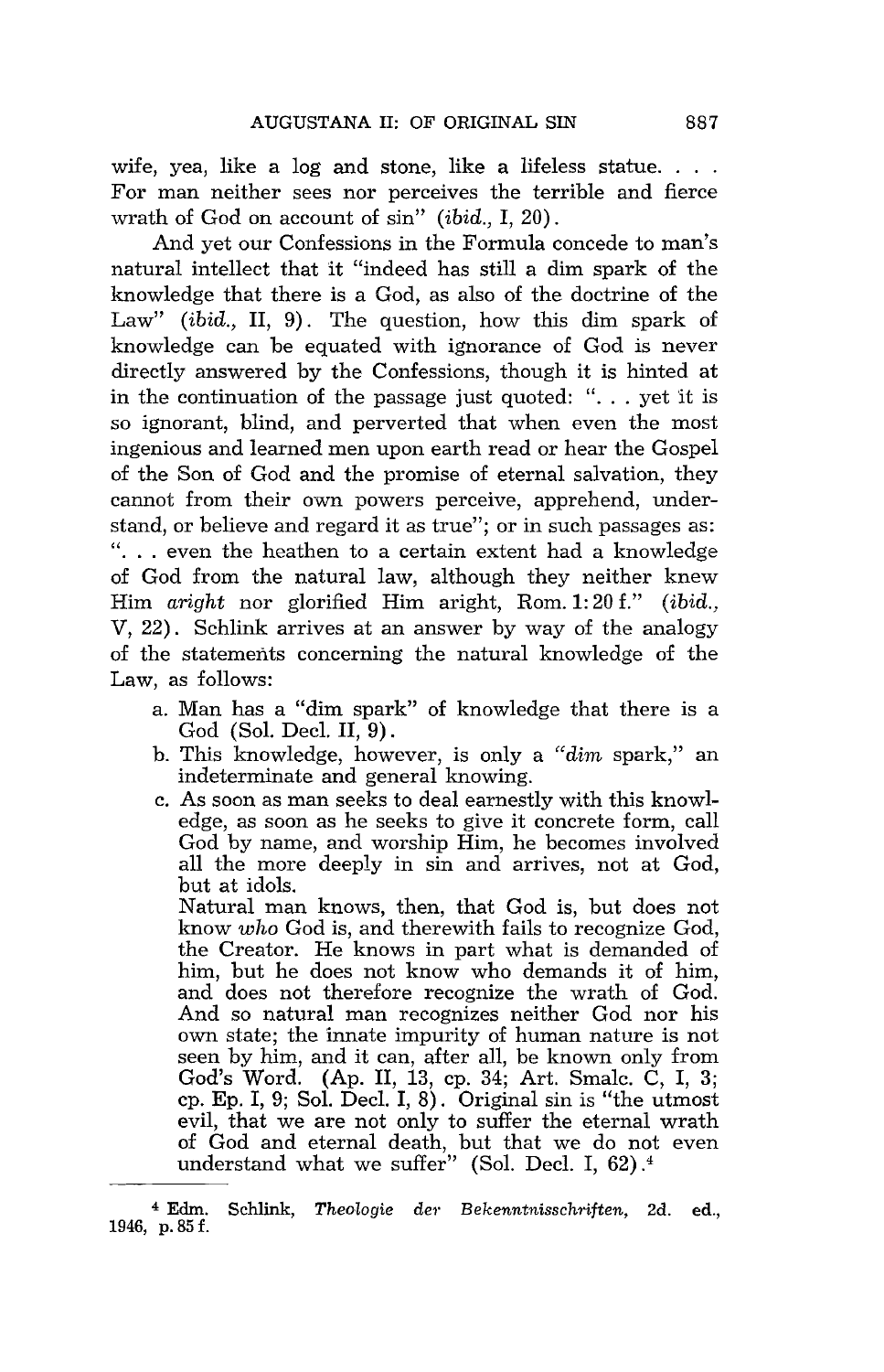wife, yea, like a log and stone, like a lifeless statue. . . . For man neither sees nor perceives the terrible and fierce wrath of God on account of sin" (*ibid.*, I, 20).

And yet our Confessions in the Formula concede to man's natural intellect that it "indeed has still a dim spark of the knowledge that there is a God, as also of the doctrine of the Law" (*ibid.*, II, 9). The question, how this dim spark of knowledge can be equated with ignorance of God is never directly answered by the Confessions, though it is hinted at in the continuation of the passage just quoted: ". . . yet it is so ignorant, blind, and perverted that when even the most ingenious and learned men upon earth read or hear the Gospel of the Son of God and the promise of eternal salvation, they cannot from their own powers perceive, apprehend, understand, or believe and regard it as true"; or in such passages as: ". . . even the heathen to a certain extent had a knowledge of God from the natural law, although they neither knew Him *aright* nor glorified Him aright, Rom. 1:20 f." (*ibid.*, V, 22). Schlink arrives at an answer by way of the analogy of the statements concerning the natural knowledge of the Law, as follows:

a. Man has a "dim spark" of knowledge that there is a God (Sol. Decl. II, 9).
b. This knowledge, however, is only a "*dim* spark," an indeterminate and general knowing.
c. As soon as man seeks to deal earnestly with this knowledge, as soon as he seeks to give it concrete form, call God by name, and worship Him, he becomes involved all the more deeply in sin and arrives, not at God, but at idols.

   Natural man knows, then, that God is, but does not know *who* God is, and therewith fails to recognize God, the Creator. He knows in part what is demanded of him, but he does not know who demands it of him, and does not therefore recognize the wrath of God. And so natural man recognizes neither God nor his own state; the innate impurity of human nature is not seen by him, and it can, after all, be known only from God's Word. (Ap. II, 13, cp. 34; Art. Smalc. C, I, 3; cp. Ep. I, 9; Sol. Decl. I, 8). Original sin is "the utmost evil, that we are not only to suffer the eternal wrath of God and eternal death, but that we do not even understand what we suffer" (Sol. Decl. I, 62).[4]

---

[4] Edm. Schlink, *Theologie der Bekenntnisschriften*, 2d. ed., 1946, p. 85 f.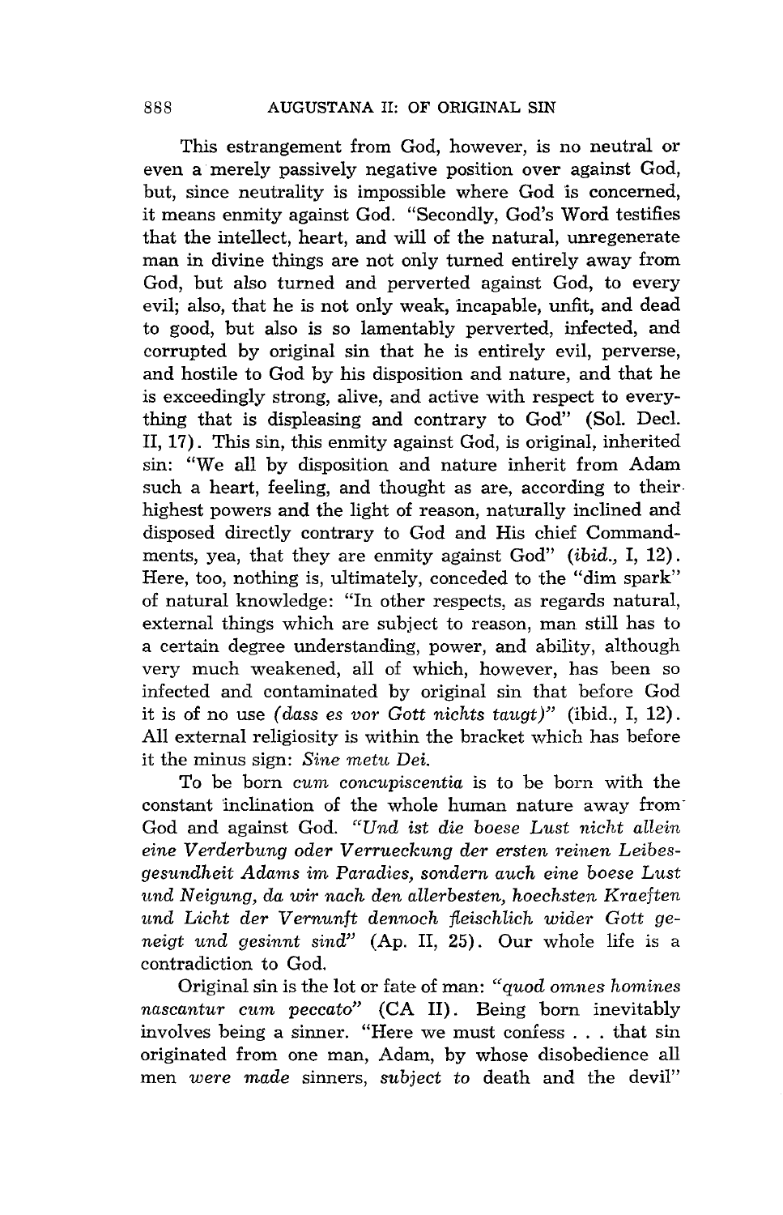This estrangement from God, however, is no neutral or even a merely passively negative position over against God, but, since neutrality is impossible where God is concerned, it means enmity against God. "Secondly, God's Word testifies that the intellect, heart, and will of the natural, unregenerate man in divine things are not only turned entirely away from God, but also turned and perverted against God, to every evil; also, that he is not only weak, incapable, unfit, and dead to good, but also is so lamentably perverted, infected, and corrupted by original sin that he is entirely evil, perverse, and hostile to God by his disposition and nature, and that he is exceedingly strong, alive, and active with respect to everything that is displeasing and contrary to God" (Sol. Decl. II, 17). This sin, this enmity against God, is original, inherited sin: "We all by disposition and nature inherit from Adam such a heart, feeling, and thought as are, according to their highest powers and the light of reason, naturally inclined and disposed directly contrary to God and His chief Commandments, yea, that they are enmity against God" (*ibid.*, I, 12). Here, too, nothing is, ultimately, conceded to the "dim spark" of natural knowledge: "In other respects, as regards natural, external things which are subject to reason, man still has to a certain degree understanding, power, and ability, although very much weakened, all of which, however, has been so infected and contaminated by original sin that before God it is of no use *(dass es vor Gott nichts taugt)*" (ibid., I, 12). All external religiosity is within the bracket which has before it the minus sign: *Sine metu Dei.*

To be born *cum concupiscentia* is to be born with the constant inclination of the whole human nature away from God and against God. *"Und ist die boese Lust nicht allein eine Verderbung oder Verrueckung der ersten reinen Leibesgesundheit Adams im Paradies, sondern auch eine boese Lust und Neigung, da wir nach den allerbesten, hoechsten Kraeften und Licht der Vernunft dennoch fleischlich wider Gott geneigt und gesinnt sind"* (Ap. II, 25). Our whole life is a contradiction to God.

Original sin is the lot or fate of man: *"quod omnes homines nascantur cum peccato"* (CA II). Being born inevitably involves being a sinner. "Here we must confess . . . that sin originated from one man, Adam, by whose disobedience all men *were made* sinners, *subject to* death and the devil"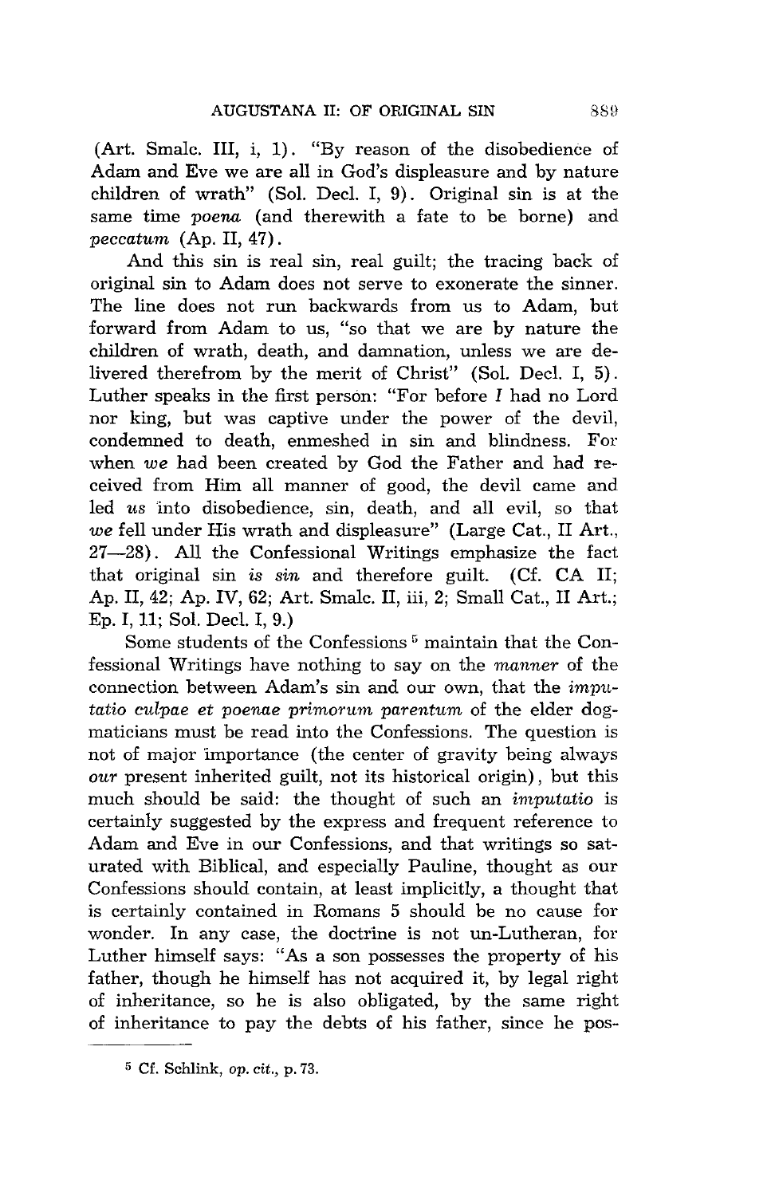(Art. Smalc. III, i, 1). "By reason of the disobedience of Adam and Eve we are all in God's displeasure and by nature children of wrath" (Sol. Decl. I, 9). Original sin is at the same time *poena* (and therewith a fate to be borne) and *peccatum* (Ap. II, 47).

And this sin is real sin, real guilt; the tracing back of original sin to Adam does not serve to exonerate the sinner. The line does not run backwards from us to Adam, but forward from Adam to us, "so that we are by nature the children of wrath, death, and damnation, unless we are delivered therefrom by the merit of Christ" (Sol. Decl. I, 5). Luther speaks in the first person: "For before *I* had no Lord nor king, but was captive under the power of the devil, condemned to death, enmeshed in sin and blindness. For when *we* had been created by God the Father and had received from Him all manner of good, the devil came and led *us* into disobedience, sin, death, and all evil, so that *we* fell under His wrath and displeasure" (Large Cat., II Art., 27—28). All the Confessional Writings emphasize the fact that original sin *is sin* and therefore guilt. (Cf. CA II; Ap. II, 42; Ap. IV, 62; Art. Smalc. II, iii, 2; Small Cat., II Art.; Ep. I, 11; Sol. Decl. I, 9.)

Some students of the Confessions [5] maintain that the Confessional Writings have nothing to say on the *manner* of the connection between Adam's sin and our own, that the *imputatio culpae et poenae primorum parentum* of the elder dogmaticians must be read into the Confessions. The question is not of major importance (the center of gravity being always *our* present inherited guilt, not its historical origin), but this much should be said: the thought of such an *imputatio* is certainly suggested by the express and frequent reference to Adam and Eve in our Confessions, and that writings so saturated with Biblical, and especially Pauline, thought as our Confessions should contain, at least implicitly, a thought that is certainly contained in Romans 5 should be no cause for wonder. In any case, the doctrine is not un-Lutheran, for Luther himself says: "As a son possesses the property of his father, though he himself has not acquired it, by legal right of inheritance, so he is also obligated, by the same right of inheritance to pay the debts of his father, since he pos-

[5] Cf. Schlink, *op. cit.*, p. 73.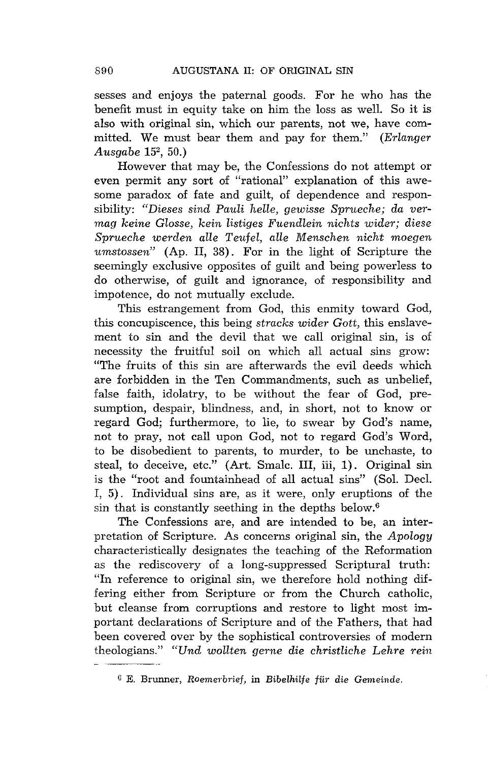sesses and enjoys the paternal goods. For he who has the benefit must in equity take on him the loss as well. So it is also with original sin, which our parents, not we, have committed. We must bear them and pay for them." (*Erlanger Ausgabe* 15[2], 50.)

However that may be, the Confessions do not attempt or even permit any sort of "rational" explanation of this awesome paradox of fate and guilt, of dependence and responsibility: *"Dieses sind Pauli helle, gewisse Sprueche; da vermag keine Glosse, kein listiges Fuendlein nichts wider; diese Sprueche werden alle Teufel, alle Menschen nicht moegen umstossen"* (Ap. II, 38). For in the light of Scripture the seemingly exclusive opposites of guilt and being powerless to do otherwise, of guilt and ignorance, of responsibility and impotence, do not mutually exclude.

This estrangement from God, this enmity toward God, this concupiscence, this being *stracks wider Gott,* this enslavement to sin and the devil that we call original sin, is of necessity the fruitful soil on which all actual sins grow: "The fruits of this sin are afterwards the evil deeds which are forbidden in the Ten Commandments, such as unbelief, false faith, idolatry, to be without the fear of God, presumption, despair, blindness, and, in short, not to know or regard God; furthermore, to lie, to swear by God's name, not to pray, not call upon God, not to regard God's Word, to be disobedient to parents, to murder, to be unchaste, to steal, to deceive, etc." (Art. Smalc. III, iii, 1). Original sin is the "root and fountainhead of all actual sins" (Sol. Decl. I, 5). Individual sins are, as it were, only eruptions of the sin that is constantly seething in the depths below.[6]

The Confessions are, and are intended to be, an interpretation of Scripture. As concerns original sin, the *Apology* characteristically designates the teaching of the Reformation as the rediscovery of a long-suppressed Scriptural truth: "In reference to original sin, we therefore hold nothing differing either from Scripture or from the Church catholic, but cleanse from corruptions and restore to light most important declarations of Scripture and of the Fathers, that had been covered over by the sophistical controversies of modern theologians." *"Und wollten gerne die christliche Lehre rein*

---

[6] E. Brunner, *Roemerbrief,* in *Bibelhilfe für die Gemeinde.*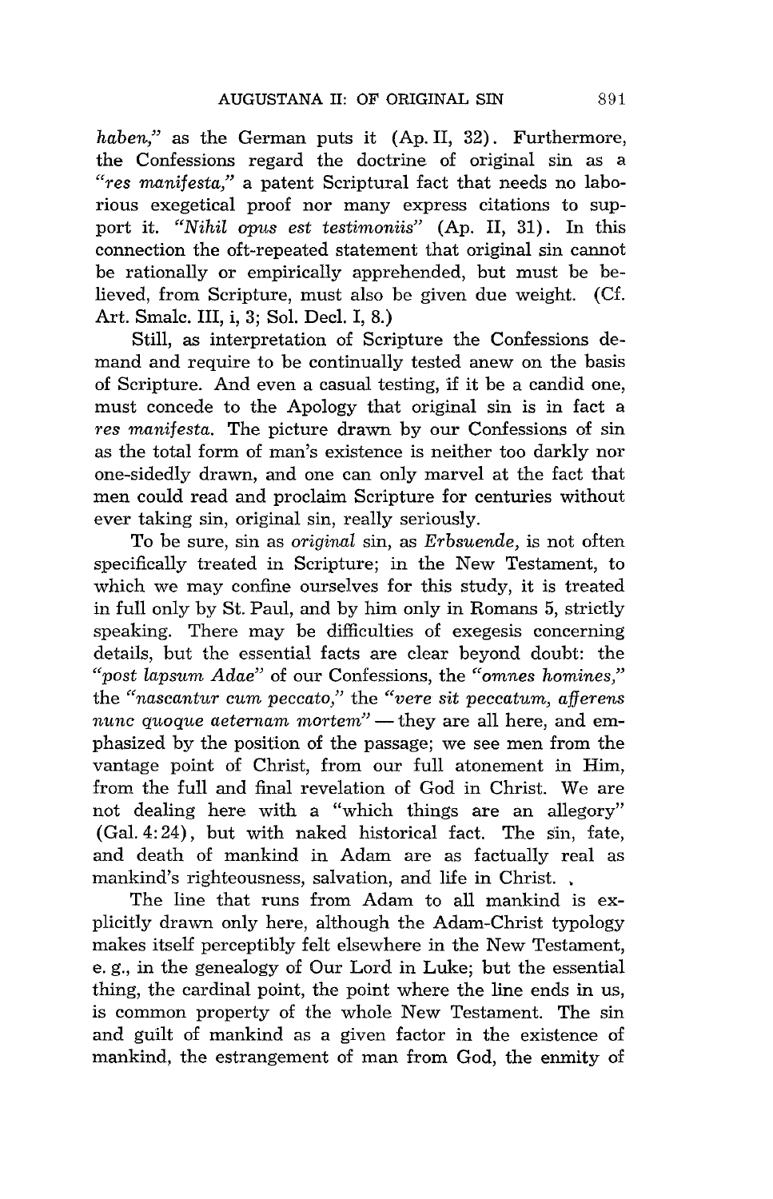*haben*," as the German puts it (Ap. II, 32). Furthermore, the Confessions regard the doctrine of original sin as a "*res manifesta*," a patent Scriptural fact that needs no laborious exegetical proof nor many express citations to support it. "*Nihil opus est testimoniis*" (Ap. II, 31). In this connection the oft-repeated statement that original sin cannot be rationally or empirically apprehended, but must be believed, from Scripture, must also be given due weight. (Cf. Art. Smalc. III, i, 3; Sol. Decl. I, 8.)

Still, as interpretation of Scripture the Confessions demand and require to be continually tested anew on the basis of Scripture. And even a casual testing, if it be a candid one, must concede to the Apology that original sin is in fact a *res manifesta*. The picture drawn by our Confessions of sin as the total form of man's existence is neither too darkly nor one-sidedly drawn, and one can only marvel at the fact that men could read and proclaim Scripture for centuries without ever taking sin, original sin, really seriously.

To be sure, sin as *original* sin, as *Erbsuende*, is not often specifically treated in Scripture; in the New Testament, to which we may confine ourselves for this study, it is treated in full only by St. Paul, and by him only in Romans 5, strictly speaking. There may be difficulties of exegesis concerning details, but the essential facts are clear beyond doubt: the "*post lapsum Adae*" of our Confessions, the "*omnes homines*," the "*nascantur cum peccato*," the "*vere sit peccatum, afferens nunc quoque aeternam mortem*" — they are all here, and emphasized by the position of the passage; we see men from the vantage point of Christ, from our full atonement in Him, from the full and final revelation of God in Christ. We are not dealing here with a "which things are an allegory" (Gal. 4:24), but with naked historical fact. The sin, fate, and death of mankind in Adam are as factually real as mankind's righteousness, salvation, and life in Christ.

The line that runs from Adam to all mankind is explicitly drawn only here, although the Adam-Christ typology makes itself perceptibly felt elsewhere in the New Testament, e. g., in the genealogy of Our Lord in Luke; but the essential thing, the cardinal point, the point where the line ends in us, is common property of the whole New Testament. The sin and guilt of mankind as a given factor in the existence of mankind, the estrangement of man from God, the enmity of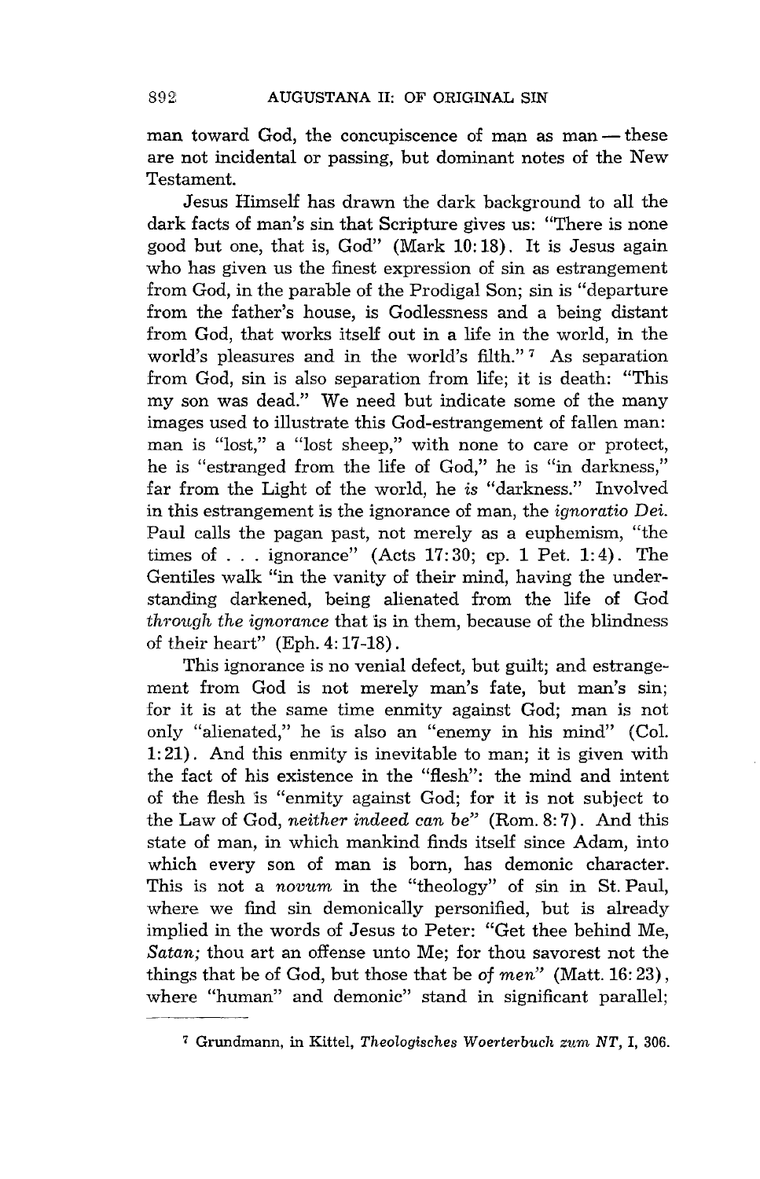man toward God, the concupiscence of man as man — these are not incidental or passing, but dominant notes of the New Testament.

Jesus Himself has drawn the dark background to all the dark facts of man's sin that Scripture gives us: "There is none good but one, that is, God" (Mark 10:18). It is Jesus again who has given us the finest expression of sin as estrangement from God, in the parable of the Prodigal Son; sin is "departure from the father's house, is Godlessness and a being distant from God, that works itself out in a life in the world, in the world's pleasures and in the world's filth." [7] As separation from God, sin is also separation from life; it is death: "This my son was dead." We need but indicate some of the many images used to illustrate this God-estrangement of fallen man: man is "lost," a "lost sheep," with none to care or protect, he is "estranged from the life of God," he is "in darkness," far from the Light of the world, he *is* "darkness." Involved in this estrangement is the ignorance of man, the *ignoratio Dei*. Paul calls the pagan past, not merely as a euphemism, "the times of . . . ignorance" (Acts 17:30; cp. 1 Pet. 1:4). The Gentiles walk "in the vanity of their mind, having the understanding darkened, being alienated from the life of God *through the ignorance* that is in them, because of the blindness of their heart" (Eph. 4:17-18).

This ignorance is no venial defect, but guilt; and estrangement from God is not merely man's fate, but man's sin; for it is at the same time enmity against God; man is not only "alienated," he is also an "enemy in his mind" (Col. 1:21). And this enmity is inevitable to man; it is given with the fact of his existence in the "flesh": the mind and intent of the flesh is "enmity against God; for it is not subject to the Law of God, *neither indeed can be*" (Rom. 8:7). And this state of man, in which mankind finds itself since Adam, into which every son of man is born, has demonic character. This is not a *novum* in the "theology" of sin in St. Paul, where we find sin demonically personified, but is already implied in the words of Jesus to Peter: "Get thee behind Me, *Satan;* thou art an offense unto Me; for thou savorest not the things that be of God, but those that be *of men*" (Matt. 16:23), where "human" and demonic" stand in significant parallel;

---

[7] Grundmann, in Kittel, *Theologisches Woerterbuch zum NT*, I, 306.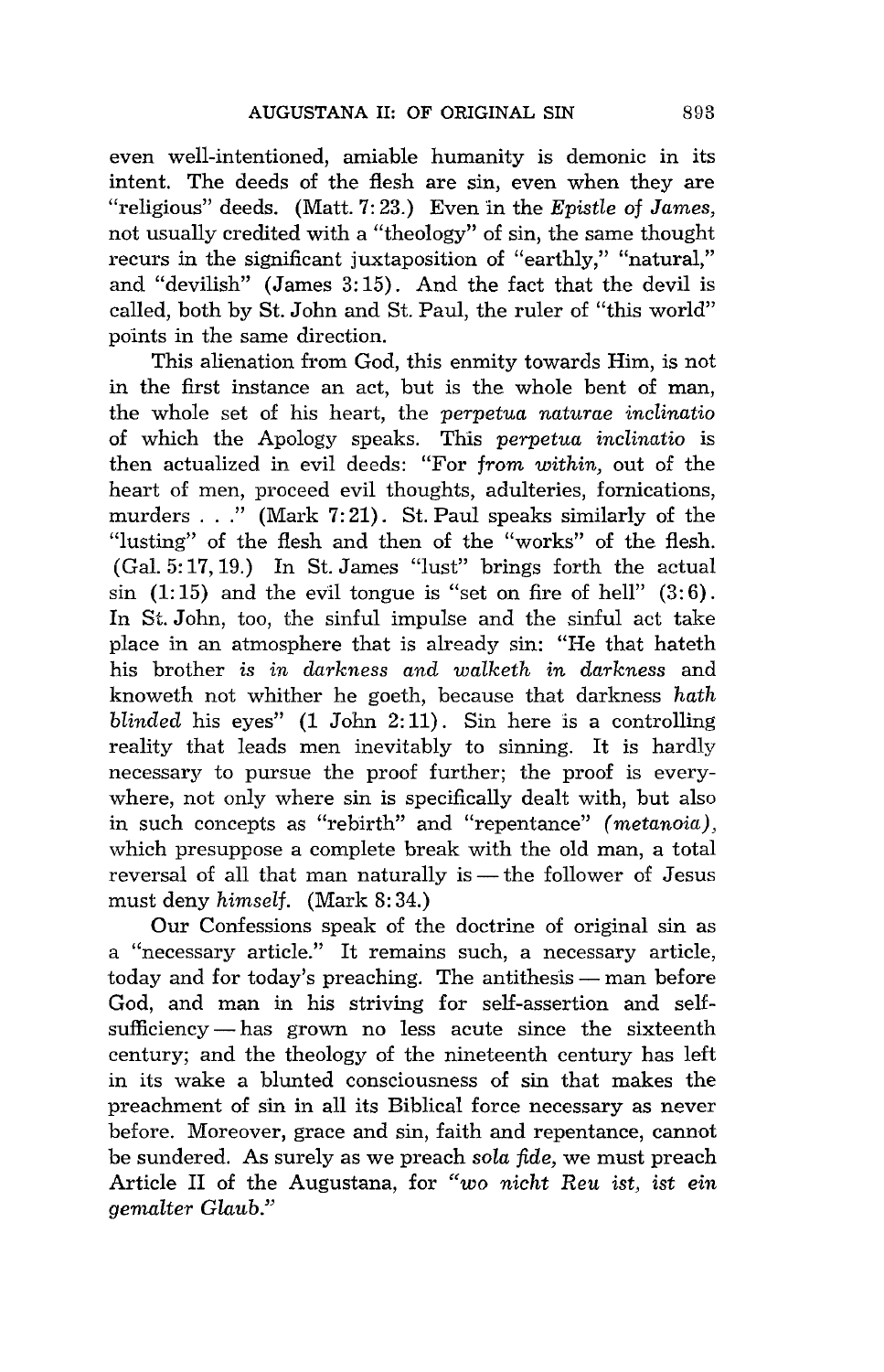even well-intentioned, amiable humanity is demonic in its intent. The deeds of the flesh are sin, even when they are "religious" deeds. (Matt. 7:23.) Even in the *Epistle of James,* not usually credited with a "theology" of sin, the same thought recurs in the significant juxtaposition of "earthly," "natural," and "devilish" (James 3:15). And the fact that the devil is called, both by St. John and St. Paul, the ruler of "this world" points in the same direction.

This alienation from God, this enmity towards Him, is not in the first instance an act, but is the whole bent of man, the whole set of his heart, the *perpetua naturae inclinatio* of which the Apology speaks. This *perpetua inclinatio* is then actualized in evil deeds: "For *from within,* out of the heart of men, proceed evil thoughts, adulteries, fornications, murders . . ." (Mark 7:21). St. Paul speaks similarly of the "lusting" of the flesh and then of the "works" of the flesh. (Gal. 5:17, 19.) In St. James "lust" brings forth the actual sin (1:15) and the evil tongue is "set on fire of hell" (3:6). In St. John, too, the sinful impulse and the sinful act take place in an atmosphere that is already sin: "He that hateth his brother *is in darkness and walketh in darkness* and knoweth not whither he goeth, because that darkness *hath blinded* his eyes" (1 John 2:11). Sin here is a controlling reality that leads men inevitably to sinning. It is hardly necessary to pursue the proof further; the proof is everywhere, not only where sin is specifically dealt with, but also in such concepts as "rebirth" and "repentance" *(metanoia),* which presuppose a complete break with the old man, a total reversal of all that man naturally is — the follower of Jesus must deny *himself.* (Mark 8:34.)

Our Confessions speak of the doctrine of original sin as a "necessary article." It remains such, a necessary article, today and for today's preaching. The antithesis — man before God, and man in his striving for self-assertion and self-sufficiency — has grown no less acute since the sixteenth century; and the theology of the nineteenth century has left in its wake a blunted consciousness of sin that makes the preachment of sin in all its Biblical force necessary as never before. Moreover, grace and sin, faith and repentance, cannot be sundered. As surely as we preach *sola fide,* we must preach Article II of the Augustana, for *"wo nicht Reu ist, ist ein gemalter Glaub."*